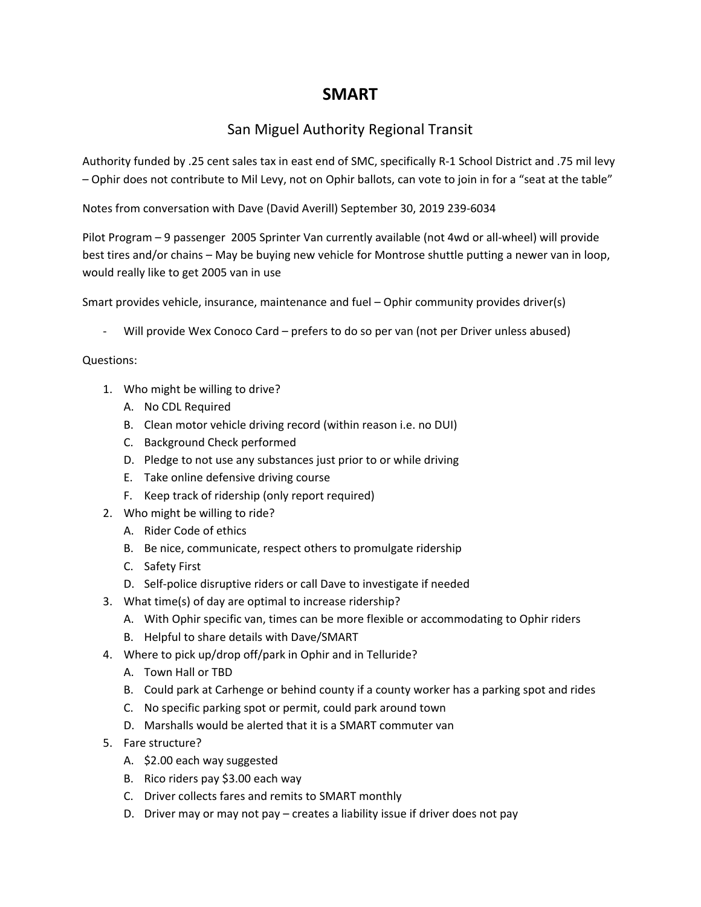# SMART

## San Miguel Authority Regional Transit

Authority funded by .25 cent sales tax in east end of SMC, specifically R-1 School District and .75 mil levy – Ophir does not contribute to Mil Levy, not on Ophir ballots, can vote to join in for a "seat at the table"

Notes from conversation with Dave (David Averill) September 30, 2019 239-6034

Pilot Program – 9 passenger 2005 Sprinter Van currently available (not 4wd or all-wheel) will provide best tires and/or chains – May be buying new vehicle for Montrose shuttle putting a newer van in loop, would really like to get 2005 van in use

Smart provides vehicle, insurance, maintenance and fuel – Ophir community provides driver(s)

- Will provide Wex Conoco Card – prefers to do so per van (not per Driver unless abused)

Questions:

1. Who might be willing to drive?
   A. No CDL Required
   B. Clean motor vehicle driving record (within reason i.e. no DUI)
   C. Background Check performed
   D. Pledge to not use any substances just prior to or while driving
   E. Take online defensive driving course
   F. Keep track of ridership (only report required)
2. Who might be willing to ride?
   A. Rider Code of ethics
   B. Be nice, communicate, respect others to promulgate ridership
   C. Safety First
   D. Self-police disruptive riders or call Dave to investigate if needed
3. What time(s) of day are optimal to increase ridership?
   A. With Ophir specific van, times can be more flexible or accommodating to Ophir riders
   B. Helpful to share details with Dave/SMART
4. Where to pick up/drop off/park in Ophir and in Telluride?
   A. Town Hall or TBD
   B. Could park at Carhenge or behind county if a county worker has a parking spot and rides
   C. No specific parking spot or permit, could park around town
   D. Marshalls would be alerted that it is a SMART commuter van
5. Fare structure?
   A. $2.00 each way suggested
   B. Rico riders pay $3.00 each way
   C. Driver collects fares and remits to SMART monthly
   D. Driver may or may not pay – creates a liability issue if driver does not pay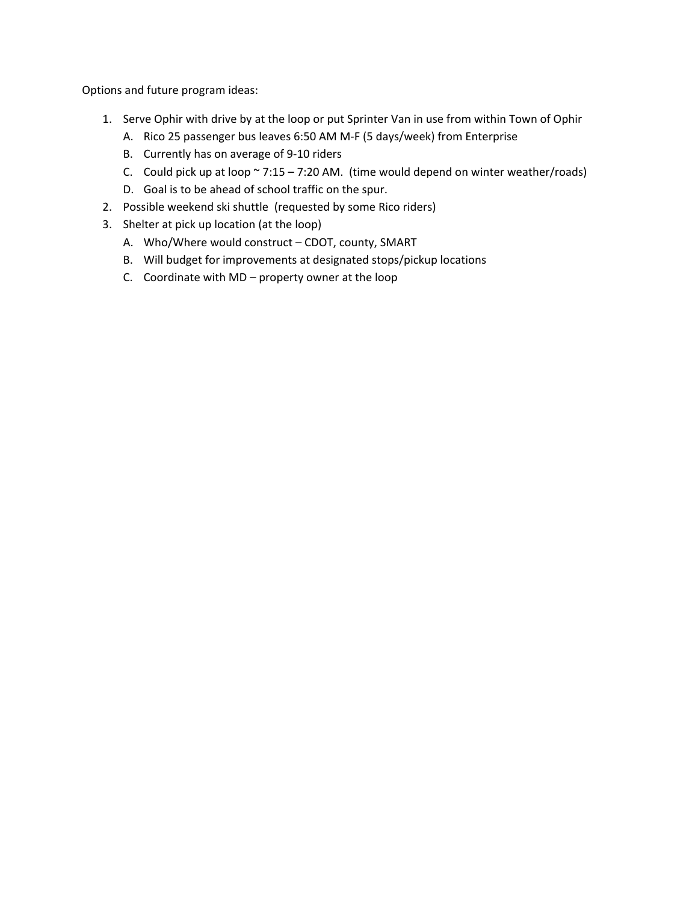Options and future program ideas:

1. Serve Ophir with drive by at the loop or put Sprinter Van in use from within Town of Ophir
   A. Rico 25 passenger bus leaves 6:50 AM M-F (5 days/week) from Enterprise
   B. Currently has on average of 9-10 riders
   C. Could pick up at loop ~ 7:15 – 7:20 AM. (time would depend on winter weather/roads)
   D. Goal is to be ahead of school traffic on the spur.
2. Possible weekend ski shuttle (requested by some Rico riders)
3. Shelter at pick up location (at the loop)
   A. Who/Where would construct – CDOT, county, SMART
   B. Will budget for improvements at designated stops/pickup locations
   C. Coordinate with MD – property owner at the loop